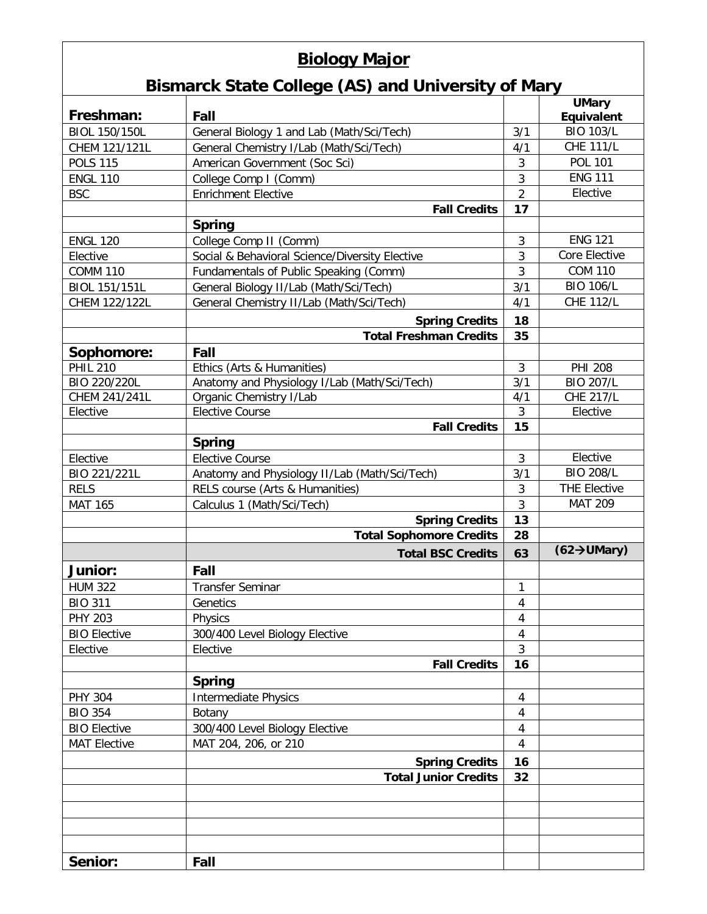# Biology Major

## Bismarck State College (AS) and University of Mary

| **Freshman:** | **Fall** | | **UMary Equivalent** |
|---|---|---|---|
| BIOL 150/150L | General Biology 1 and Lab (Math/Sci/Tech) | 3/1 | BIO 103/L |
| CHEM 121/121L | General Chemistry I/Lab (Math/Sci/Tech) | 4/1 | CHE 111/L |
| POLS 115 | American Government (Soc Sci) | 3 | POL 101 |
| ENGL 110 | College Comp I (Comm) | 3 | ENG 111 |
| BSC | Enrichment Elective | 2 | Elective |
| | **Fall Credits** | **17** | |
| | **Spring** | | |
| ENGL 120 | College Comp II (Comm) | 3 | ENG 121 |
| Elective | Social & Behavioral Science/Diversity Elective | 3 | Core Elective |
| COMM 110 | Fundamentals of Public Speaking (Comm) | 3 | COM 110 |
| BIOL 151/151L | General Biology II/Lab (Math/Sci/Tech) | 3/1 | BIO 106/L |
| CHEM 122/122L | General Chemistry II/Lab (Math/Sci/Tech) | 4/1 | CHE 112/L |
| | **Spring Credits** | **18** | |
| | **Total Freshman Credits** | **35** | |
| **Sophomore:** | **Fall** | | |
| PHIL 210 | Ethics (Arts & Humanities) | 3 | PHI 208 |
| BIO 220/220L | Anatomy and Physiology I/Lab (Math/Sci/Tech) | 3/1 | BIO 207/L |
| CHEM 241/241L | Organic Chemistry I/Lab | 4/1 | CHE 217/L |
| Elective | Elective Course | 3 | Elective |
| | **Fall Credits** | **15** | |
| | **Spring** | | |
| Elective | Elective Course | 3 | Elective |
| BIO 221/221L | Anatomy and Physiology II/Lab (Math/Sci/Tech) | 3/1 | BIO 208/L |
| RELS | RELS course (Arts & Humanities) | 3 | THE Elective |
| MAT 165 | Calculus 1 (Math/Sci/Tech) | 3 | MAT 209 |
| | **Spring Credits** | **13** | |
| | **Total Sophomore Credits** | **28** | |
| | **Total BSC Credits** | **63** | **(62→UMary)** |
| **Junior:** | **Fall** | | |
| HUM 322 | Transfer Seminar | 1 | |
| BIO 311 | Genetics | 4 | |
| PHY 203 | Physics | 4 | |
| BIO Elective | 300/400 Level Biology Elective | 4 | |
| Elective | Elective | 3 | |
| | **Fall Credits** | **16** | |
| | **Spring** | | |
| PHY 304 | Intermediate Physics | 4 | |
| BIO 354 | Botany | 4 | |
| BIO Elective | 300/400 Level Biology Elective | 4 | |
| MAT Elective | MAT 204, 206, or 210 | 4 | |
| | **Spring Credits** | **16** | |
| | **Total Junior Credits** | **32** | |
| | | | |
| | | | |
| | | | |
| | | | |
| **Senior:** | **Fall** | | |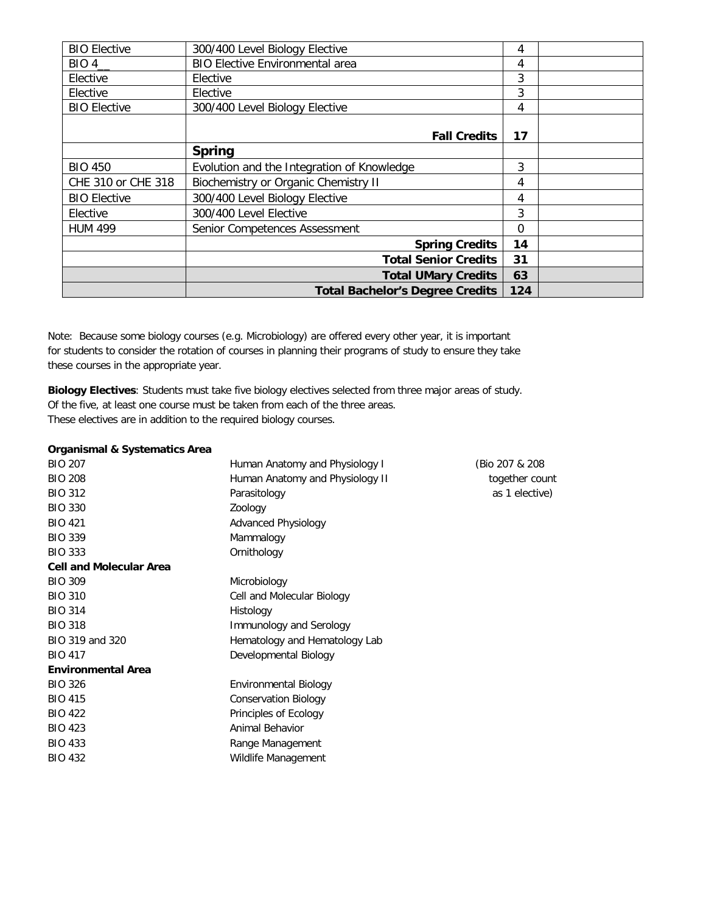| | | | |
|---|---|---|---|
| BIO Elective | 300/400 Level Biology Elective | 4 | |
| BIO 4__ | BIO Elective Environmental area | 4 | |
| Elective | Elective | 3 | |
| Elective | Elective | 3 | |
| BIO Elective | 300/400 Level Biology Elective | 4 | |
| | **Fall Credits** | **17** | |
| | **Spring** | | |
| BIO 450 | Evolution and the Integration of Knowledge | 3 | |
| CHE 310 or CHE 318 | Biochemistry or Organic Chemistry II | 4 | |
| BIO Elective | 300/400 Level Biology Elective | 4 | |
| Elective | 300/400 Level Elective | 3 | |
| HUM 499 | Senior Competences Assessment | 0 | |
| | **Spring Credits** | **14** | |
| | **Total Senior Credits** | **31** | |
| | **Total UMary Credits** | **63** | |
| | **Total Bachelor's Degree Credits** | **124** | |

Note: Because some biology courses (e.g. Microbiology) are offered every other year, it is important for students to consider the rotation of courses in planning their programs of study to ensure they take these courses in the appropriate year.

**Biology Electives**: Students must take five biology electives selected from three major areas of study. Of the five, at least one course must be taken from each of the three areas. These electives are in addition to the required biology courses.

**Organismal & Systematics Area**

| | | |
|---|---|---|
| BIO 207 | Human Anatomy and Physiology I | (Bio 207 & 208 |
| BIO 208 | Human Anatomy and Physiology II | together count |
| BIO 312 | Parasitology | as 1 elective) |
| BIO 330 | Zoology | |
| BIO 421 | Advanced Physiology | |
| BIO 339 | Mammalogy | |
| BIO 333 | Ornithology | |

**Cell and Molecular Area**

| | |
|---|---|
| BIO 309 | Microbiology |
| BIO 310 | Cell and Molecular Biology |
| BIO 314 | Histology |
| BIO 318 | Immunology and Serology |
| BIO 319 and 320 | Hematology and Hematology Lab |
| BIO 417 | Developmental Biology |

**Environmental Area**

| | |
|---|---|
| BIO 326 | Environmental Biology |
| BIO 415 | Conservation Biology |
| BIO 422 | Principles of Ecology |
| BIO 423 | Animal Behavior |
| BIO 433 | Range Management |
| BIO 432 | Wildlife Management |